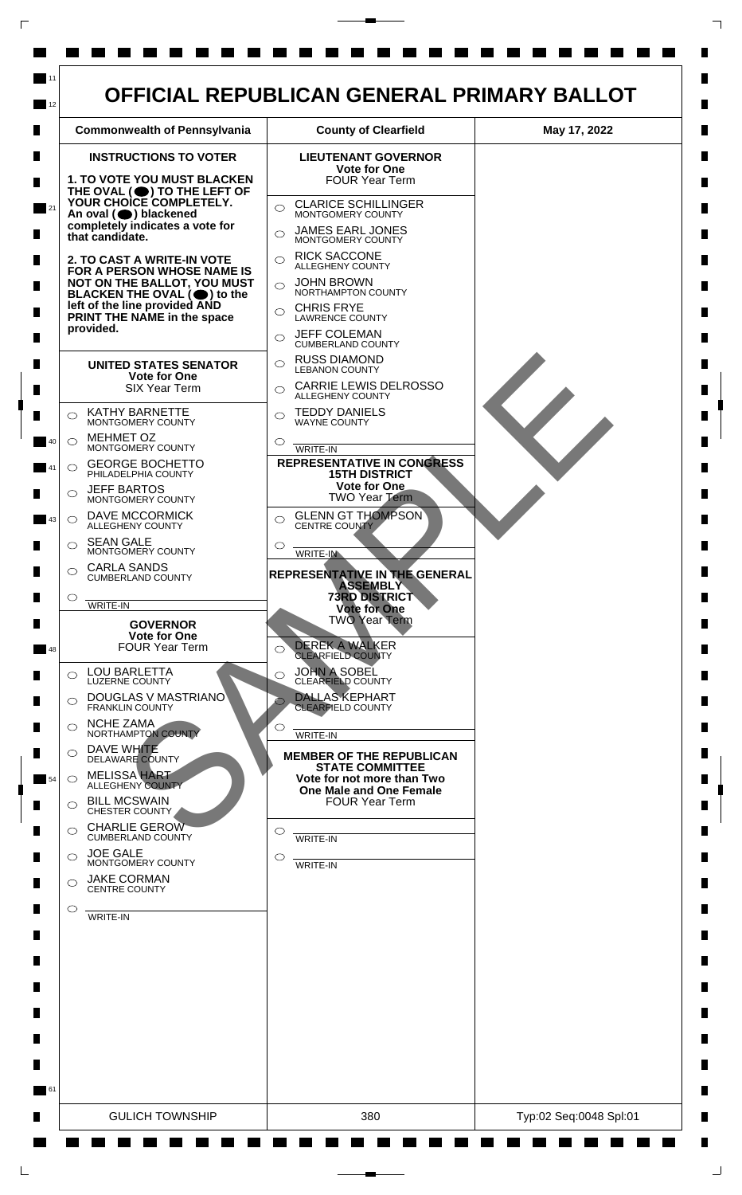# OFFICIAL REPUBLICAN GENERAL PRIMARY BALLOT

| Commonwealth of Pennsylvania | County of Clearfield | May 17, 2022 |
|---|---|---|

**INSTRUCTIONS TO VOTER**

**1. TO VOTE YOU MUST BLACKEN THE OVAL (⬤) TO THE LEFT OF YOUR CHOICE COMPLETELY. An oval (⬤) blackened completely indicates a vote for that candidate.**

**2. TO CAST A WRITE-IN VOTE FOR A PERSON WHOSE NAME IS NOT ON THE BALLOT, YOU MUST BLACKEN THE OVAL (⬤) to the left of the line provided AND PRINT THE NAME in the space provided.**

## UNITED STATES SENATOR
**Vote for One**
SIX Year Term

- ○ KATHY BARNETTE — MONTGOMERY COUNTY
- ○ MEHMET OZ — MONTGOMERY COUNTY
- ○ GEORGE BOCHETTO — PHILADELPHIA COUNTY
- ○ JEFF BARTOS — MONTGOMERY COUNTY
- ○ DAVE MCCORMICK — ALLEGHENY COUNTY
- ○ SEAN GALE — MONTGOMERY COUNTY
- ○ CARLA SANDS — CUMBERLAND COUNTY
- ○ ______ WRITE-IN

## GOVERNOR
**Vote for One**
FOUR Year Term

- ○ LOU BARLETTA — LUZERNE COUNTY
- ○ DOUGLAS V MASTRIANO — FRANKLIN COUNTY
- ○ NCHE ZAMA — NORTHAMPTON COUNTY
- ○ DAVE WHITE — DELAWARE COUNTY
- ○ MELISSA HART — ALLEGHENY COUNTY
- ○ BILL MCSWAIN — CHESTER COUNTY
- ○ CHARLIE GEROW — CUMBERLAND COUNTY
- ○ JOE GALE — MONTGOMERY COUNTY
- ○ JAKE CORMAN — CENTRE COUNTY
- ○ ______ WRITE-IN

## LIEUTENANT GOVERNOR
**Vote for One**
FOUR Year Term

- ○ CLARICE SCHILLINGER — MONTGOMERY COUNTY
- ○ JAMES EARL JONES — MONTGOMERY COUNTY
- ○ RICK SACCONE — ALLEGHENY COUNTY
- ○ JOHN BROWN — NORTHAMPTON COUNTY
- ○ CHRIS FRYE — LAWRENCE COUNTY
- ○ JEFF COLEMAN — CUMBERLAND COUNTY
- ○ RUSS DIAMOND — LEBANON COUNTY
- ○ CARRIE LEWIS DELROSSO — ALLEGHENY COUNTY
- ○ TEDDY DANIELS — WAYNE COUNTY
- ○ ______ WRITE-IN

## REPRESENTATIVE IN CONGRESS 15TH DISTRICT
**Vote for One**
TWO Year Term

- ○ GLENN GT THOMPSON — CENTRE COUNTY
- ○ ______ WRITE-IN

## REPRESENTATIVE IN THE GENERAL ASSEMBLY 73RD DISTRICT
**Vote for One**
TWO Year Term

- ○ DEREK A WALKER — CLEARFIELD COUNTY
- ○ JOHN A SOBEL — CLEARFIELD COUNTY
- ○ DALLAS KEPHART — CLEARFIELD COUNTY
- ○ ______ WRITE-IN

## MEMBER OF THE REPUBLICAN STATE COMMITTEE
**Vote for not more than Two One Male and One Female**
FOUR Year Term

- ○ ______ WRITE-IN
- ○ ______ WRITE-IN

SAMPLE

| GULICH TOWNSHIP | 380 | Typ:02 Seq:0048 Spl:01 |
|---|---|---|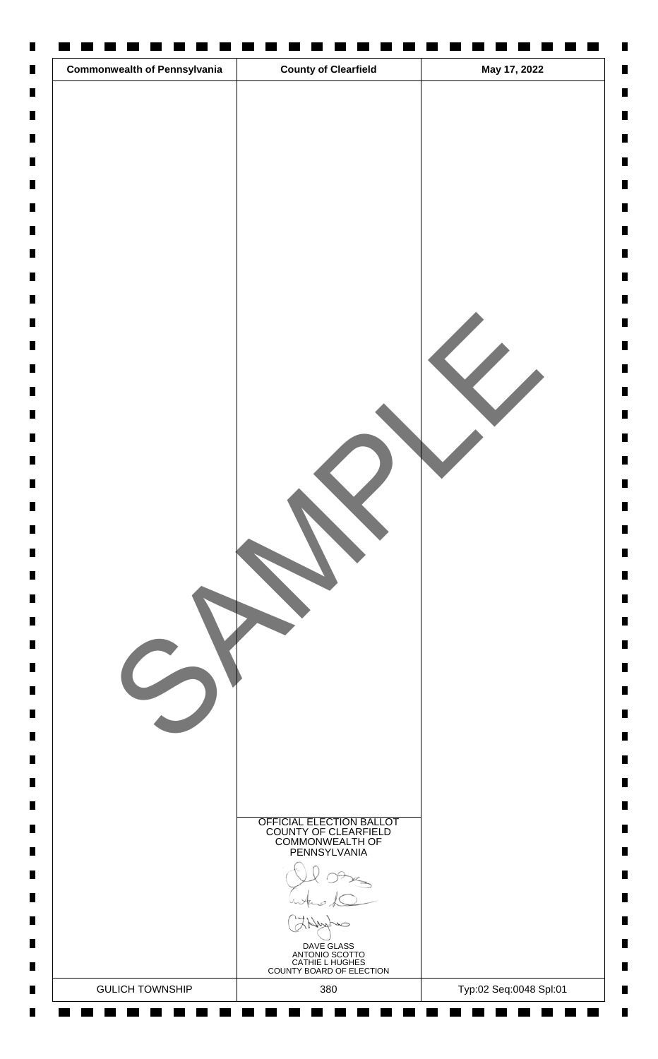| Commonwealth of Pennsylvania | County of Clearfield | May 17, 2022 |
|---|---|---|

SAMPLE

OFFICIAL ELECTION BALLOT
COUNTY OF CLEARFIELD
COMMONWEALTH OF
PENNSYLVANIA

DAVE GLASS
ANTONIO SCOTTO
CATHIE L HUGHES
COUNTY BOARD OF ELECTION

| GULICH TOWNSHIP | 380 | Typ:02 Seq:0048 Spl:01 |
|---|---|---|